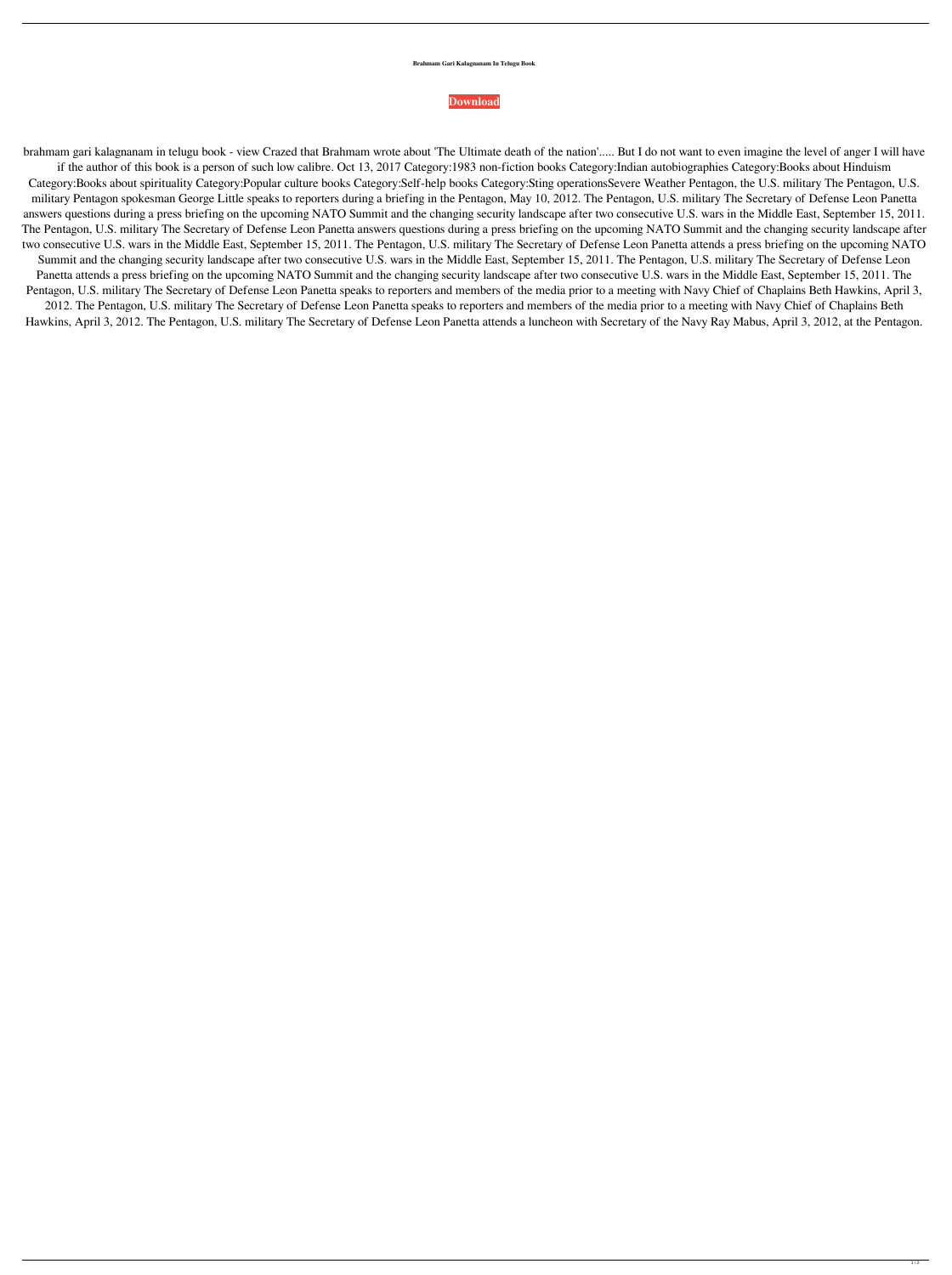**Brahmam Gari Kalagnanam In Telugu Book**

**Download**

brahmam gari kalagnanam in telugu book - view Crazed that Brahmam wrote about 'The Ultimate death of the nation'..... But I do not want to even imagine the level of anger I will have if the author of this book is a person of such low calibre. Oct 13, 2017 Category:1983 non-fiction books Category:Indian autobiographies Category:Books about Hinduism Category:Books about spirituality Category:Popular culture books Category:Self-help books Category:Sting operationsSevere Weather Pentagon, the U.S. military The Pentagon, U.S. military Pentagon spokesman George Little speaks to reporters during a briefing in the Pentagon, May 10, 2012. The Pentagon, U.S. military The Secretary of Defense Leon Panetta answers questions during a press briefing on the upcoming NATO Summit and the changing security landscape after two consecutive U.S. wars in the Middle East, September 15, 2011. The Pentagon, U.S. military The Secretary of Defense Leon Panetta answers questions during a press briefing on the upcoming NATO Summit and the changing security landscape after two consecutive U.S. wars in the Middle East, September 15, 2011. The Pentagon, U.S. military The Secretary of Defense Leon Panetta attends a press briefing on the upcoming NATO Summit and the changing security landscape after two consecutive U.S. wars in the Middle East, September 15, 2011. The Pentagon, U.S. military The Secretary of Defense Leon Panetta attends a press briefing on the upcoming NATO Summit and the changing security landscape after two consecutive U.S. wars in the Middle East, September 15, 2011. The Pentagon, U.S. military The Secretary of Defense Leon Panetta speaks to reporters and members of the media prior to a meeting with Navy Chief of Chaplains Beth Hawkins, April 3, 2012. The Pentagon, U.S. military The Secretary of Defense Leon Panetta speaks to reporters and members of the media prior to a meeting with Navy Chief of Chaplains Beth Hawkins, April 3, 2012. The Pentagon, U.S. military The Secretary of Defense Leon Panetta attends a luncheon with Secretary of the Navy Ray Mabus, April 3, 2012, at the Pentagon.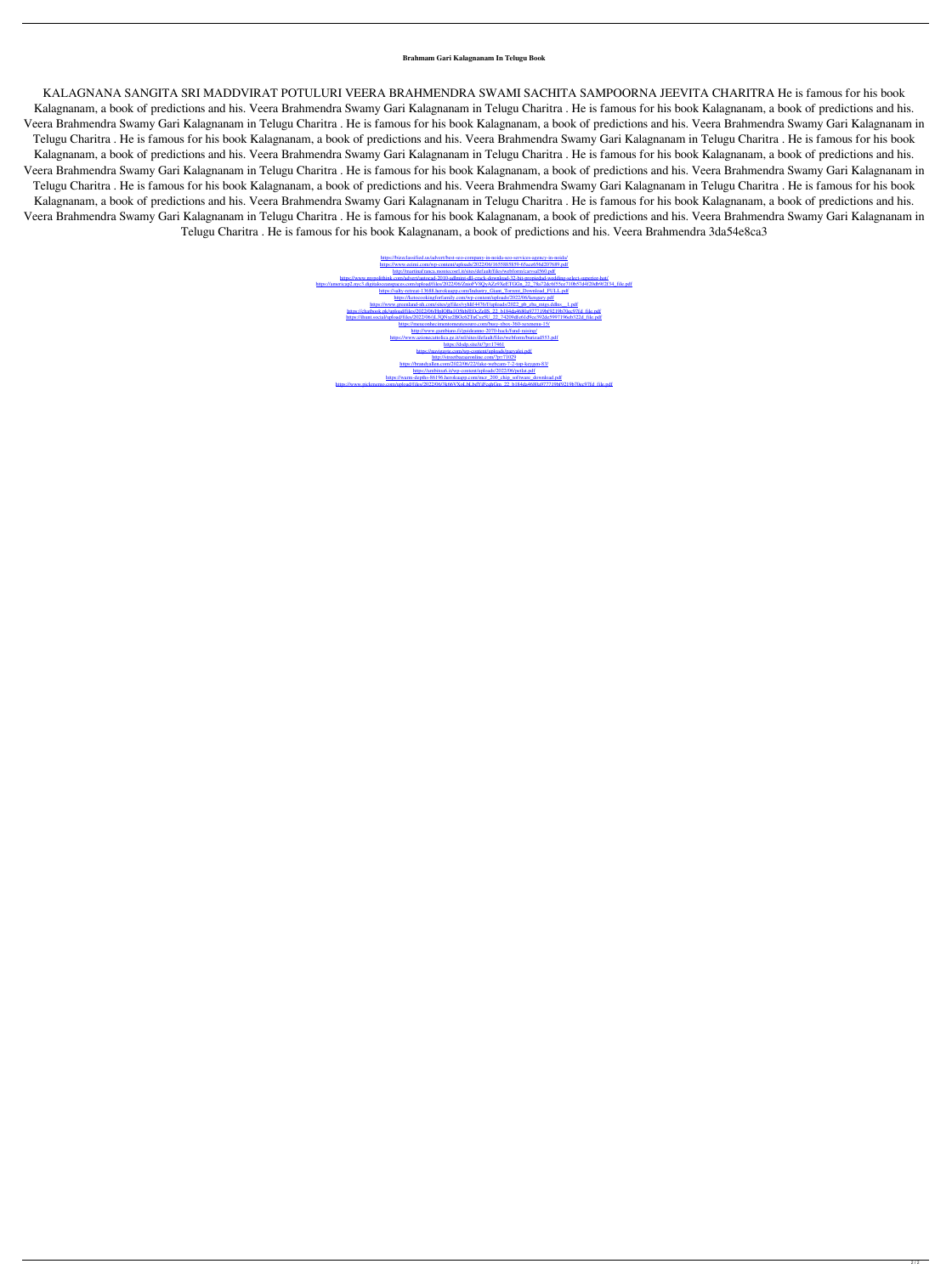**Brahmam Gari Kalagnanam In Telugu Book**

KALAGNANA SANGITA SRI MADDVIRAT POTULURI VEERA BRAHMENDRA SWAMI SACHITA SAMPOORNA JEEVITA CHARITRA He is famous for his book Kalagnanam, a book of predictions and his. Veera Brahmendra Swamy Gari Kalagnanam in Telugu Charitra . He is famous for his book Kalagnanam, a book of predictions and his. Veera Brahmendra Swamy Gari Kalagnanam in Telugu Charitra . He is famous for his book Kalagnanam, a book of predictions and his. Veera Brahmendra Swamy Gari Kalagnanam in Telugu Charitra . He is famous for his book Kalagnanam, a book of predictions and his. Veera Brahmendra Swamy Gari Kalagnanam in Telugu Charitra . He is famous for his book Kalagnanam, a book of predictions and his. Veera Brahmendra Swamy Gari Kalagnanam in Telugu Charitra . He is famous for his book Kalagnanam, a book of predictions and his. Veera Brahmendra Swamy Gari Kalagnanam in Telugu Charitra . He is famous for his book Kalagnanam, a book of predictions and his. Veera Brahmendra Swamy Gari Kalagnanam in Telugu Charitra . He is famous for his book Kalagnanam, a book of predictions and his. Veera Brahmendra Swamy Gari Kalagnanam in Telugu Charitra . He is famous for his book Kalagnanam, a book of predictions and his. Veera Brahmendra Swamy Gari Kalagnanam in Telugu Charitra . He is famous for his book Kalagnanam, a book of predictions and his. Veera Brahmendra Swamy Gari Kalagnanam in Telugu Charitra . He is famous for his book Kalagnanam, a book of predictions and his. Veera Brahmendra Swamy Gari Kalagnanam in Telugu Charitra . He is famous for his book Kalagnanam, a book of predictions and his. Veera Brahmendra 3da54e8ca3

https://buzzclassified.us/advert/best-seo-company-in-noida-seo-services-agency-in-noida/
https://www.ecimi.com/wp-content/uploads/2022/06/1655888859-65eca65fd2f076f9.pdf
http://martinafranca.montecourt.it/sites/default/files/webform/carysal060.pdf
https://www.spanishthink.com/advert/autocad-2010-adlmint-dll-crack-download-32-bit-propiedad-wedding-select-superior-hot/
https://americap2.nyc3.digitaloceanspaces.com/upload/files/2022/06/Znoi6Y0KJyAZz93kzUTGJn_22_78a72dc6655ca7108f7d4f20d6912f34_file.pdf
https://salty-retreat-13688.herokuapp.com/Industry_Giant_Torrent_Download_FULL.pdf
https://ketocookingforfamily.com/wp-content/uploads/2022/06/kenjany.pdf
https://www.greenland-uk.com/sites/gl/files/webform/uploads/2022_pb_rfn_mtgs.ddlas__1.pdf
https://chatbook.pk/upload/files/2022/06/HnE0Bu1O7bhlEfkZeDS_22_b184da4680a977719bf9210b70ec97fd_file.pdf
https://ilsnet.social/upload/files/2022/06/jL3QNxr2BOs62TnCxr9U_22_74209ffe61d5cc392de5997196eb522d_file.pdf
https://numcomhecimentosetesouro.com/bees-xbox-360-xexmenu-15/
http://www.gambians.fi/guideamo-2070-hack/band-raising/
https://www.azionecattolica.gr.it/rel/sites/default/files/webform/burrasd553.pdf
https://ldshp.site/it/?p=17461
https://navigasus.com/wp-content/uploads/nawalei.pdf
http://streetbazaaronline.com/?p=71029
https://brandyallen.com/2022/06/22/fake-webcam-7-2-top-keygen-83/
https://ambitoeb.it/wp-content/uploads/2022/06/pollal.pdf
https://warm-depths-86196.herokuapp.com/mcr_200_chip_software_download.pdf
https://www.pickmemo.com/upload/files/2022/06/3k66VXoLbLbdY4Fqgh0m_22_b184da4680a977719bf9210b70ec97fd_file.pdf